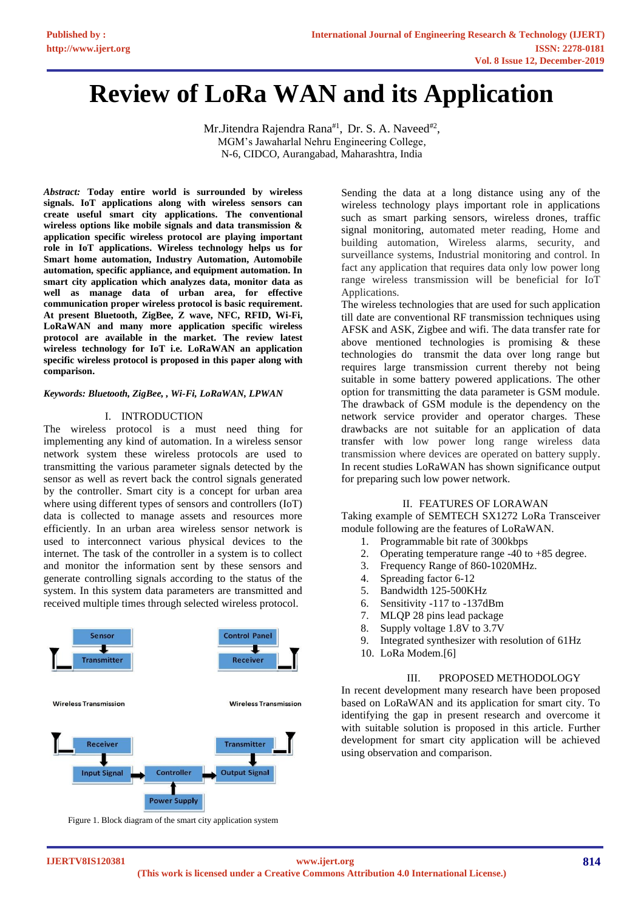# Review of LoRa WAN and its Application

Mr.Jitendra Rajendra Rana[#1], Dr. S. A. Naveed[#2],
MGM's Jawaharlal Nehru Engineering College,
N-6, CIDCO, Aurangabad, Maharashtra, India

***Abstract:*** **Today entire world is surrounded by wireless signals. IoT applications along with wireless sensors can create useful smart city applications. The conventional wireless options like mobile signals and data transmission & application specific wireless protocol are playing important role in IoT applications. Wireless technology helps us for Smart home automation, Industry Automation, Automobile automation, specific appliance, and equipment automation. In smart city application which analyzes data, monitor data as well as manage data of urban area, for effective communication proper wireless protocol is basic requirement. At present Bluetooth, ZigBee, Z wave, NFC, RFID, Wi-Fi, LoRaWAN and many more application specific wireless protocol are available in the market. The review latest wireless technology for IoT i.e. LoRaWAN an application specific wireless protocol is proposed in this paper along with comparison.**

***Keywords: Bluetooth, ZigBee, , Wi-Fi, LoRaWAN, LPWAN***

## I. INTRODUCTION

The wireless protocol is a must need thing for implementing any kind of automation. In a wireless sensor network system these wireless protocols are used to transmitting the various parameter signals detected by the sensor as well as revert back the control signals generated by the controller. Smart city is a concept for urban area where using different types of sensors and controllers (IoT) data is collected to manage assets and resources more efficiently. In an urban area wireless sensor network is used to interconnect various physical devices to the internet. The task of the controller in a system is to collect and monitor the information sent by these sensors and generate controlling signals according to the status of the system. In this system data parameters are transmitted and received multiple times through selected wireless protocol.

Sensor | Transmitter | Control Panel | Receiver | Wireless Transmission | Wireless Transmission | Receiver | Transmitter | Input Signal | Controller | Output Signal | Power Supply

Figure 1. Block diagram of the smart city application system

Sending the data at a long distance using any of the wireless technology plays important role in applications such as smart parking sensors, wireless drones, traffic signal monitoring, automated meter reading, Home and building automation, Wireless alarms, security, and surveillance systems, Industrial monitoring and control. In fact any application that requires data only low power long range wireless transmission will be beneficial for IoT Applications.

The wireless technologies that are used for such application till date are conventional RF transmission techniques using AFSK and ASK, Zigbee and wifi. The data transfer rate for above mentioned technologies is promising & these technologies do transmit the data over long range but requires large transmission current thereby not being suitable in some battery powered applications. The other option for transmitting the data parameter is GSM module. The drawback of GSM module is the dependency on the network service provider and operator charges. These drawbacks are not suitable for an application of data transfer with low power long range wireless data transmission where devices are operated on battery supply. In recent studies LoRaWAN has shown significance output for preparing such low power network.

## II. FEATURES OF LORAWAN

Taking example of SEMTECH SX1272 LoRa Transceiver module following are the features of LoRaWAN.

1. Programmable bit rate of 300kbps
2. Operating temperature range -40 to +85 degree.
3. Frequency Range of 860-1020MHz.
4. Spreading factor 6-12
5. Bandwidth 125-500KHz
6. Sensitivity -117 to -137dBm
7. MLQP 28 pins lead package
8. Supply voltage 1.8V to 3.7V
9. Integrated synthesizer with resolution of 61Hz
10. LoRa Modem.[6]

## III. PROPOSED METHODOLOGY

In recent development many research have been proposed based on LoRaWAN and its application for smart city. To identifying the gap in present research and overcome it with suitable solution is proposed in this article. Further development for smart city application will be achieved using observation and comparison.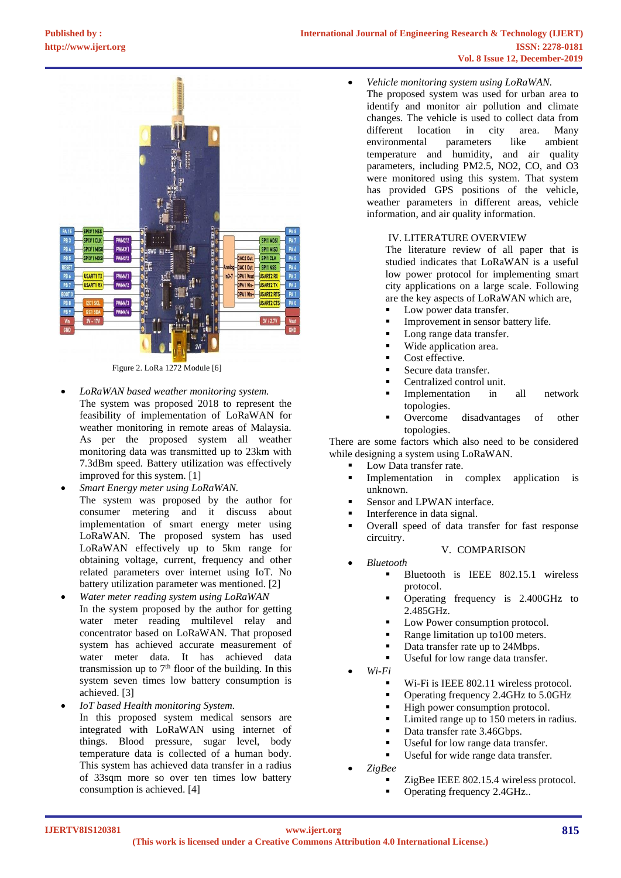Figure 2. LoRa 1272 Module [6]

- *LoRaWAN based weather monitoring system.*
  The system was proposed 2018 to represent the feasibility of implementation of LoRaWAN for weather monitoring in remote areas of Malaysia. As per the proposed system all weather monitoring data was transmitted up to 23km with 7.3dBm speed. Battery utilization was effectively improved for this system. [1]
- *Smart Energy meter using LoRaWAN.*
  The system was proposed by the author for consumer metering and it discuss about implementation of smart energy meter using LoRaWAN. The proposed system has used LoRaWAN effectively up to 5km range for obtaining voltage, current, frequency and other related parameters over internet using IoT. No battery utilization parameter was mentioned. [2]
- *Water meter reading system using LoRaWAN*
  In the system proposed by the author for getting water meter reading multilevel relay and concentrator based on LoRaWAN. That proposed system has achieved accurate measurement of water meter data. It has achieved data transmission up to 7th floor of the building. In this system seven times low battery consumption is achieved. [3]
- *IoT based Health monitoring System.*
  In this proposed system medical sensors are integrated with LoRaWAN using internet of things. Blood pressure, sugar level, body temperature data is collected of a human body. This system has achieved data transfer in a radius of 33sqm more so over ten times low battery consumption is achieved. [4]
- *Vehicle monitoring system using LoRaWAN.*
  The proposed system was used for urban area to identify and monitor air pollution and climate changes. The vehicle is used to collect data from different location in city area. Many environmental parameters like ambient temperature and humidity, and air quality parameters, including PM2.5, $NO_2$, CO, and $O_3$ were monitored using this system. That system has provided GPS positions of the vehicle, weather parameters in different areas, vehicle information, and air quality information.

## IV. LITERATURE OVERVIEW

The literature review of all paper that is studied indicates that LoRaWAN is a useful low power protocol for implementing smart city applications on a large scale. Following are the key aspects of LoRaWAN which are,

- Low power data transfer.
- Improvement in sensor battery life.
- Long range data transfer.
- Wide application area.
- Cost effective.
- Secure data transfer.
- Centralized control unit.
- Implementation in all network topologies.
- Overcome disadvantages of other topologies.

There are some factors which also need to be considered while designing a system using LoRaWAN.

- Low Data transfer rate.
- Implementation in complex application is unknown.
- Sensor and LPWAN interface.
- Interference in data signal.
- Overall speed of data transfer for fast response circuitry.

## V. COMPARISON

- *Bluetooth*
  - Bluetooth is IEEE 802.15.1 wireless protocol.
  - Operating frequency is 2.400GHz to 2.485GHz.
  - Low Power consumption protocol.
  - Range limitation up to100 meters.
  - Data transfer rate up to 24Mbps.
  - Useful for low range data transfer.
- *Wi-Fi*
  - Wi-Fi is IEEE 802.11 wireless protocol.
  - Operating frequency 2.4GHz to 5.0GHz
  - High power consumption protocol.
  - Limited range up to 150 meters in radius.
  - Data transfer rate 3.46Gbps.
  - Useful for low range data transfer.
  - Useful for wide range data transfer.
- *ZigBee*
  - ZigBee IEEE 802.15.4 wireless protocol.
  - Operating frequency 2.4GHz..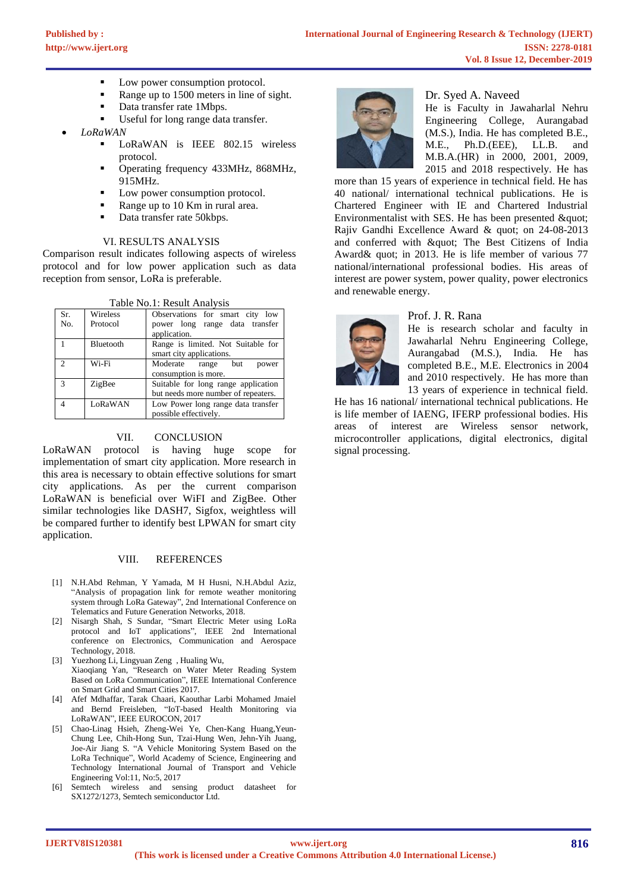- Low power consumption protocol.
- Range up to 1500 meters in line of sight.
- Data transfer rate 1Mbps.
- Useful for long range data transfer.

- *LoRaWAN*
  - LoRaWAN is IEEE 802.15 wireless protocol.
  - Operating frequency 433MHz, 868MHz, 915MHz.
  - Low power consumption protocol.
  - Range up to 10 Km in rural area.
  - Data transfer rate 50kbps.

## VI. RESULTS ANALYSIS

Comparison result indicates following aspects of wireless protocol and for low power application such as data reception from sensor, LoRa is preferable.

Table No.1: Result Analysis

| Sr. No. | Wireless Protocol | Observations for smart city low power long range data transfer application. |
|---|---|---|
| 1 | Bluetooth | Range is limited. Not Suitable for smart city applications. |
| 2 | Wi-Fi | Moderate range but power consumption is more. |
| 3 | ZigBee | Suitable for long range application but needs more number of repeaters. |
| 4 | LoRaWAN | Low Power long range data transfer possible effectively. |

## VII. CONCLUSION

LoRaWAN protocol is having huge scope for implementation of smart city application. More research in this area is necessary to obtain effective solutions for smart city applications. As per the current comparison LoRaWAN is beneficial over WiFi and ZigBee. Other similar technologies like DASH7, Sigfox, weightless will be compared further to identify best LPWAN for smart city application.

## VIII. REFERENCES

[1] N.H.Abd Rehman, Y Yamada, M H Husni, N.H.Abdul Aziz, "Analysis of propagation link for remote weather monitoring system through LoRa Gateway", 2nd International Conference on Telematics and Future Generation Networks, 2018.

[2] Nisargh Shah, S Sundar, "Smart Electric Meter using LoRa protocol and IoT applications", IEEE 2nd International conference on Electronics, Communication and Aerospace Technology, 2018.

[3] Yuezhong Li, Lingyuan Zeng , Hualing Wu, Xiaoqiang Yan, "Research on Water Meter Reading System Based on LoRa Communication", IEEE International Conference on Smart Grid and Smart Cities 2017.

[4] Afef Mdhaffar, Tarak Chaari, Kaouthar Larbi Mohamed Jmaiel and Bernd Freisleben, "IoT-based Health Monitoring via LoRaWAN", IEEE EUROCON, 2017

[5] Chao-Linag Hsieh, Zheng-Wei Ye, Chen-Kang Huang,Yeun-Chung Lee, Chih-Hong Sun, Tzai-Hung Wen, Jehn-Yih Juang, Joe-Air Jiang S. "A Vehicle Monitoring System Based on the LoRa Technique", World Academy of Science, Engineering and Technology International Journal of Transport and Vehicle Engineering Vol:11, No:5, 2017

[6] Semtech wireless and sensing product datasheet for SX1272/1273, Semtech semiconductor Ltd.

**Dr. Syed A. Naveed**

He is Faculty in Jawaharlal Nehru Engineering College, Aurangabad (M.S.), India. He has completed B.E., M.E., Ph.D.(EEE), LL.B. and M.B.A.(HR) in 2000, 2001, 2009, 2015 and 2018 respectively. He has more than 15 years of experience in technical field. He has 40 national/ international technical publications. He is Chartered Engineer with IE and Chartered Industrial Environmentalist with SES. He has been presented &quot; Rajiv Gandhi Excellence Award & quot; on 24-08-2013 and conferred with &quot; The Best Citizens of India Award& quot; in 2013. He is life member of various 77 national/international professional bodies. His areas of interest are power system, power quality, power electronics and renewable energy.

**Prof. J. R. Rana**

He is research scholar and faculty in Jawaharlal Nehru Engineering College, Aurangabad (M.S.), India. He has completed B.E., M.E. Electronics in 2004 and 2010 respectively. He has more than 13 years of experience in technical field. He has 16 national/ international technical publications. He is life member of IAENG, IFERP professional bodies. His areas of interest are Wireless sensor network, microcontroller applications, digital electronics, digital signal processing.